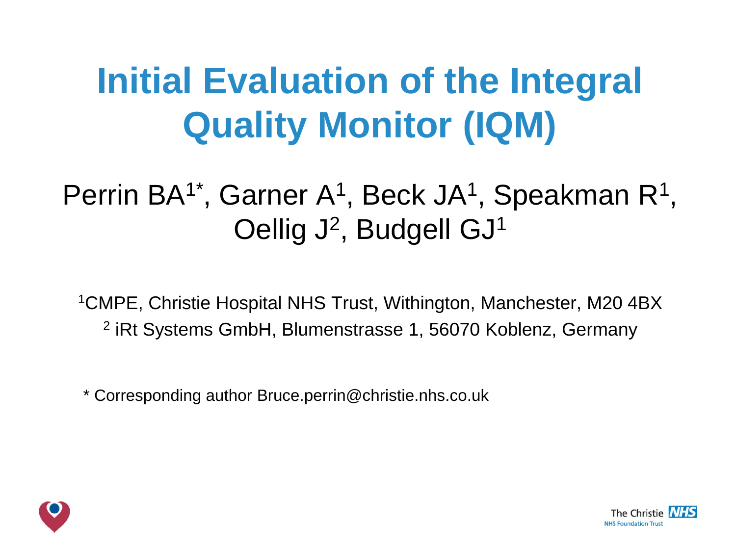# Initial Evaluation of the Integral Quality Monitor (IQM)

Perrin BA[1*], Garner A[1], Beck JA[1], Speakman R[1], Oellig J[2], Budgell GJ[1]

[1]CMPE, Christie Hospital NHS Trust, Withington, Manchester, M20 4BX

[2] iRt Systems GmbH, Blumenstrasse 1, 56070 Koblenz, Germany

* Corresponding author Bruce.perrin@christie.nhs.co.uk

The Christie NHS

NHS Foundation Trust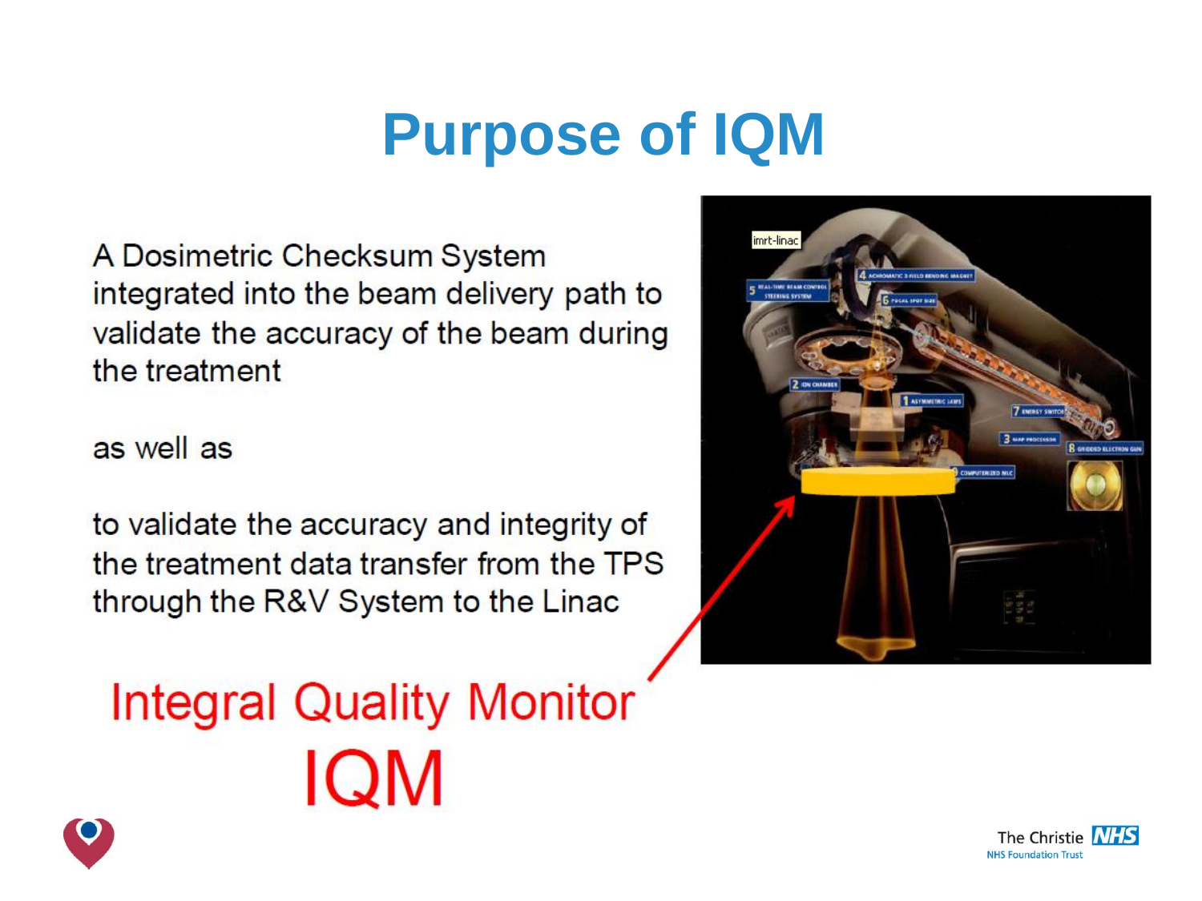# Purpose of IQM

A Dosimetric Checksum System integrated into the beam delivery path to validate the accuracy of the beam during the treatment

as well as

to validate the accuracy and integrity of the treatment data transfer from the TPS through the R&V System to the Linac

Integral Quality Monitor

IQM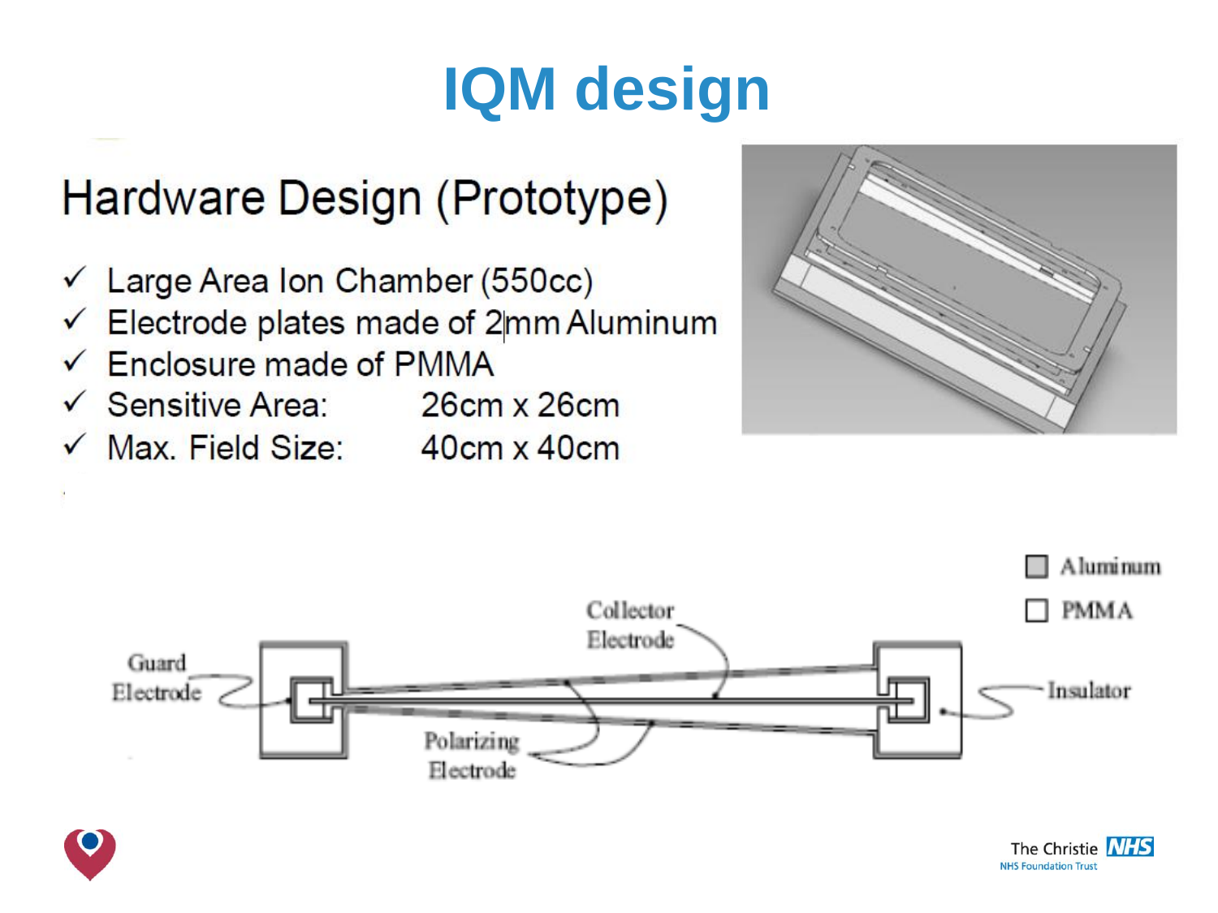# IQM design

## Hardware Design (Prototype)

- ✓ Large Area Ion Chamber (550cc)
- ✓ Electrode plates made of 2mm Aluminum
- ✓ Enclosure made of PMMA
- ✓ Sensitive Area: 26cm x 26cm
- ✓ Max. Field Size: 40cm x 40cm

Aluminum
PMMA
Collector Electrode
Guard Electrode
Insulator
Polarizing Electrode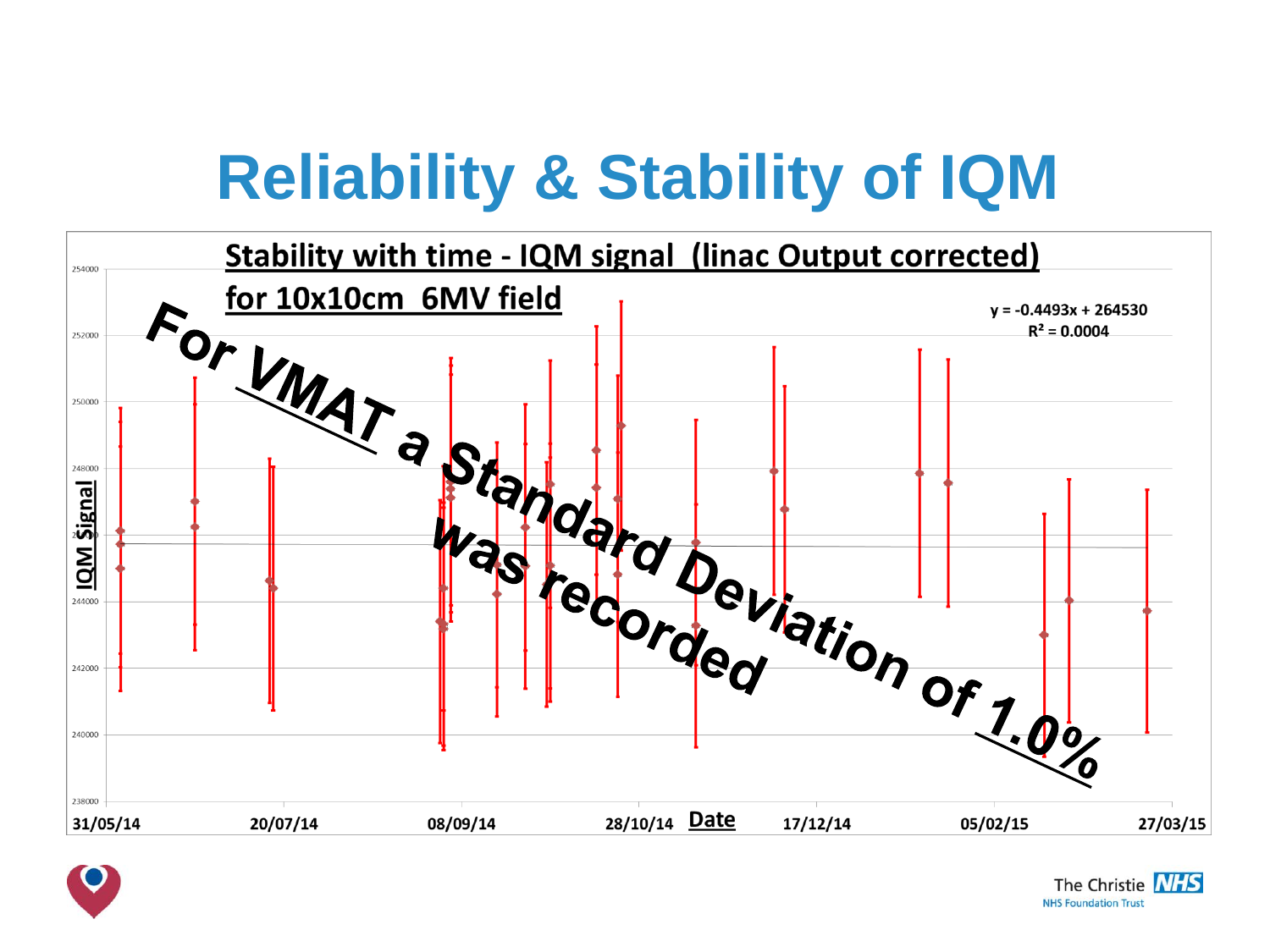# Reliability & Stability of IQM

Stability with time - IQM signal (linac Output corrected) for 10x10cm 6MV field

$y = -0.4493x + 264530$

$R^2 = 0.0004$

254000

252000

250000

248000

244000

242000

240000

238000

IQM Signal

31/05/14

20/07/14

08/09/14

28/10/14

Date

17/12/14

05/02/15

27/03/15

For VMAT a Standard Deviation of 1.0% was recorded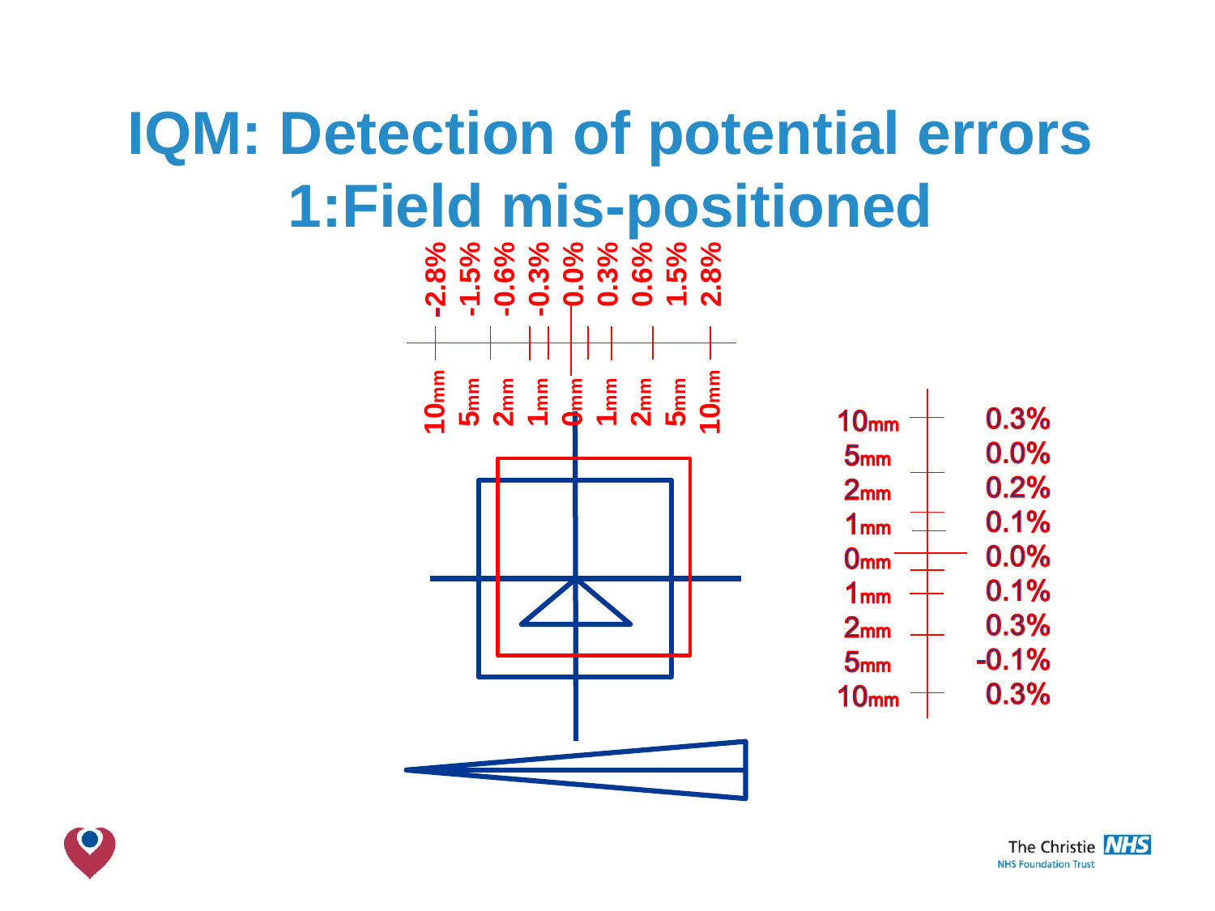# IQM: Detection of potential errors
# 1:Field mis-positioned

-2.8% -1.5% -0.6% -0.3% 0.0% 0.3% 0.6% 1.5% 2.8%

10mm 5mm 2mm 1mm 0mm 1mm 2mm 5mm 10mm

10mm 0.3%
5mm 0.0%
2mm 0.2%
1mm 0.1%
0mm 0.0%
1mm 0.1%
2mm 0.3%
5mm -0.1%
10mm 0.3%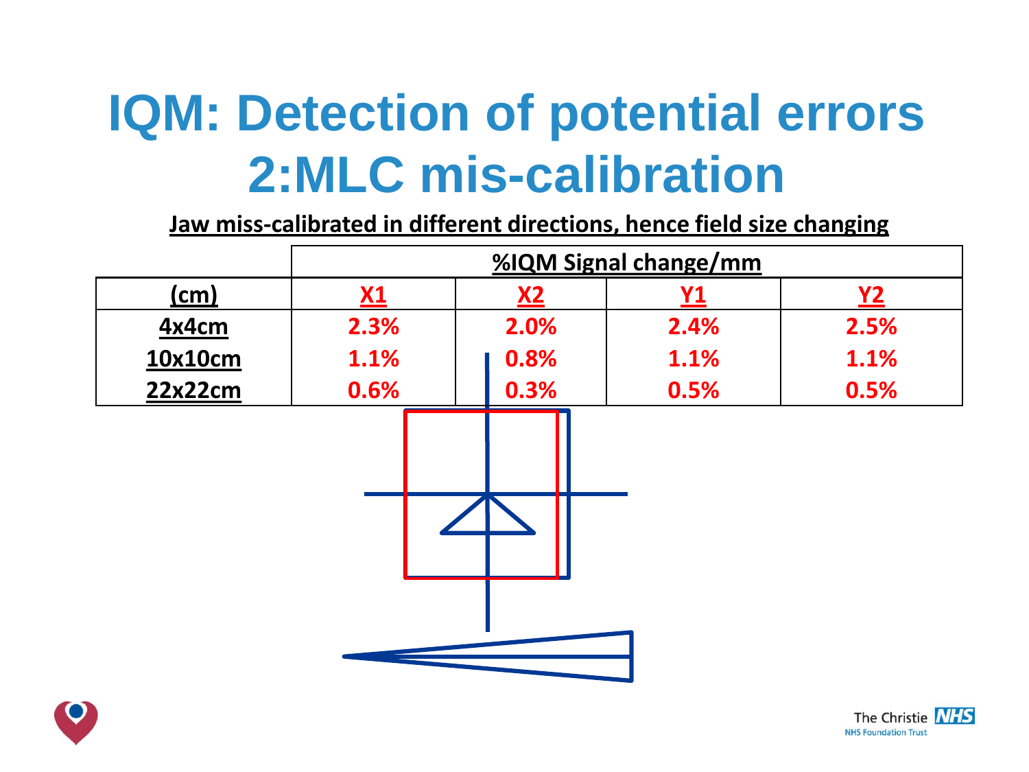# IQM: Detection of potential errors 2:MLC mis-calibration

**Jaw miss-calibrated in different directions, hence field size changing**

| | %IQM Signal change/mm | | | |
|---|---|---|---|---|
| **(cm)** | **X1** | **X2** | **Y1** | **Y2** |
| **4x4cm** | 2.3% | 2.0% | 2.4% | 2.5% |
| **10x10cm** | 1.1% | 0.8% | 1.1% | 1.1% |
| **22x22cm** | 0.6% | 0.3% | 0.5% | 0.5% |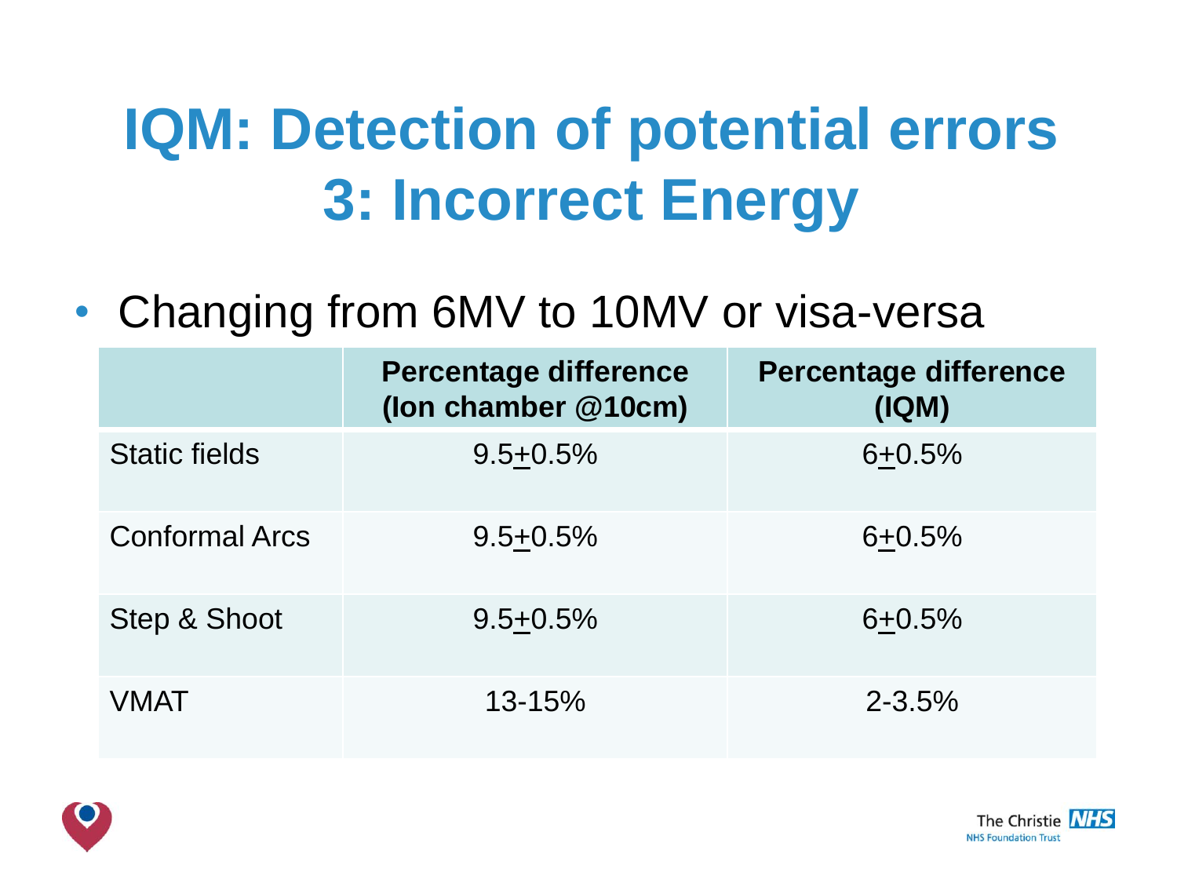# IQM: Detection of potential errors 3: Incorrect Energy

- Changing from 6MV to 10MV or visa-versa

| | Percentage difference (Ion chamber @10cm) | Percentage difference (IQM) |
|---|---|---|
| Static fields | 9.5±0.5% | 6±0.5% |
| Conformal Arcs | 9.5±0.5% | 6±0.5% |
| Step & Shoot | 9.5±0.5% | 6±0.5% |
| VMAT | 13-15% | 2-3.5% |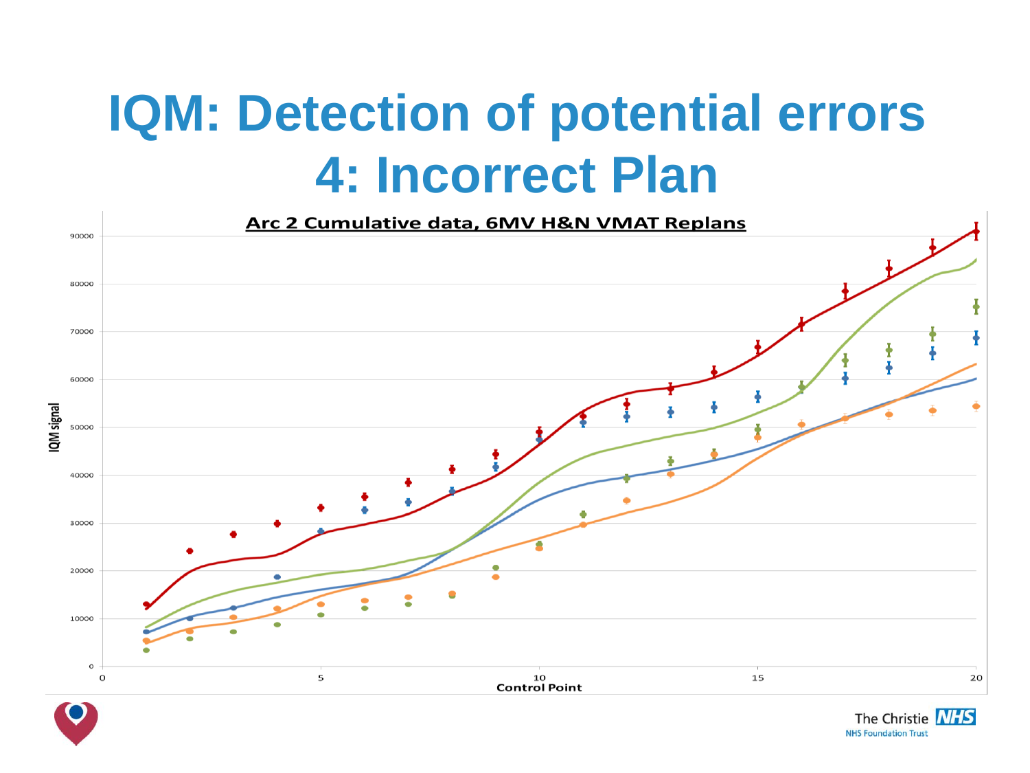# IQM: Detection of potential errors 4: Incorrect Plan

Arc 2 Cumulative data, 6MV H&N VMAT Replans

IQM signal

90000
80000
70000
60000
50000
40000
30000
20000
10000
0

0
5
10
15
20

Control Point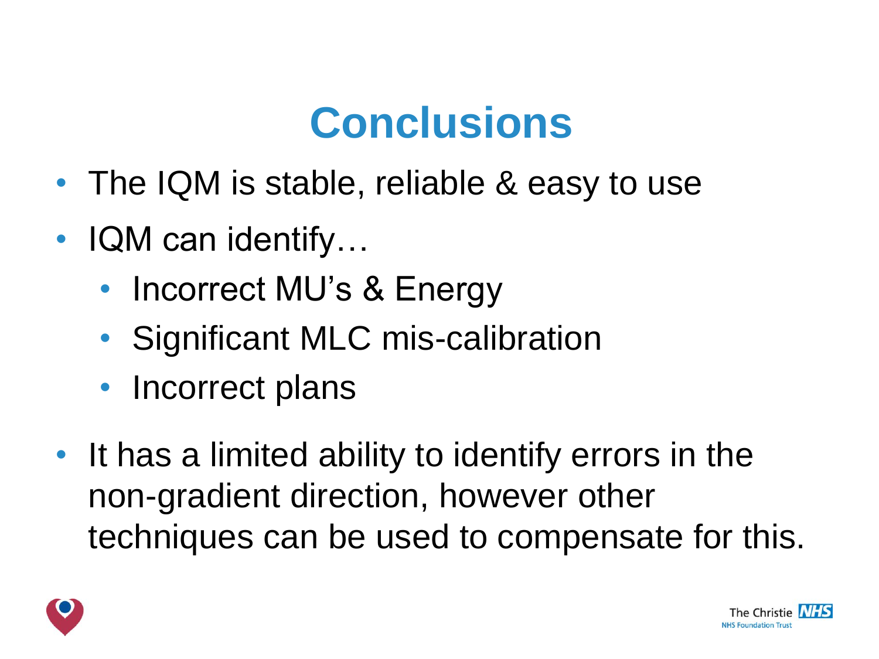# Conclusions

- The IQM is stable, reliable & easy to use
- IQM can identify…
  - Incorrect MU's & Energy
  - Significant MLC mis-calibration
  - Incorrect plans
- It has a limited ability to identify errors in the non-gradient direction, however other techniques can be used to compensate for this.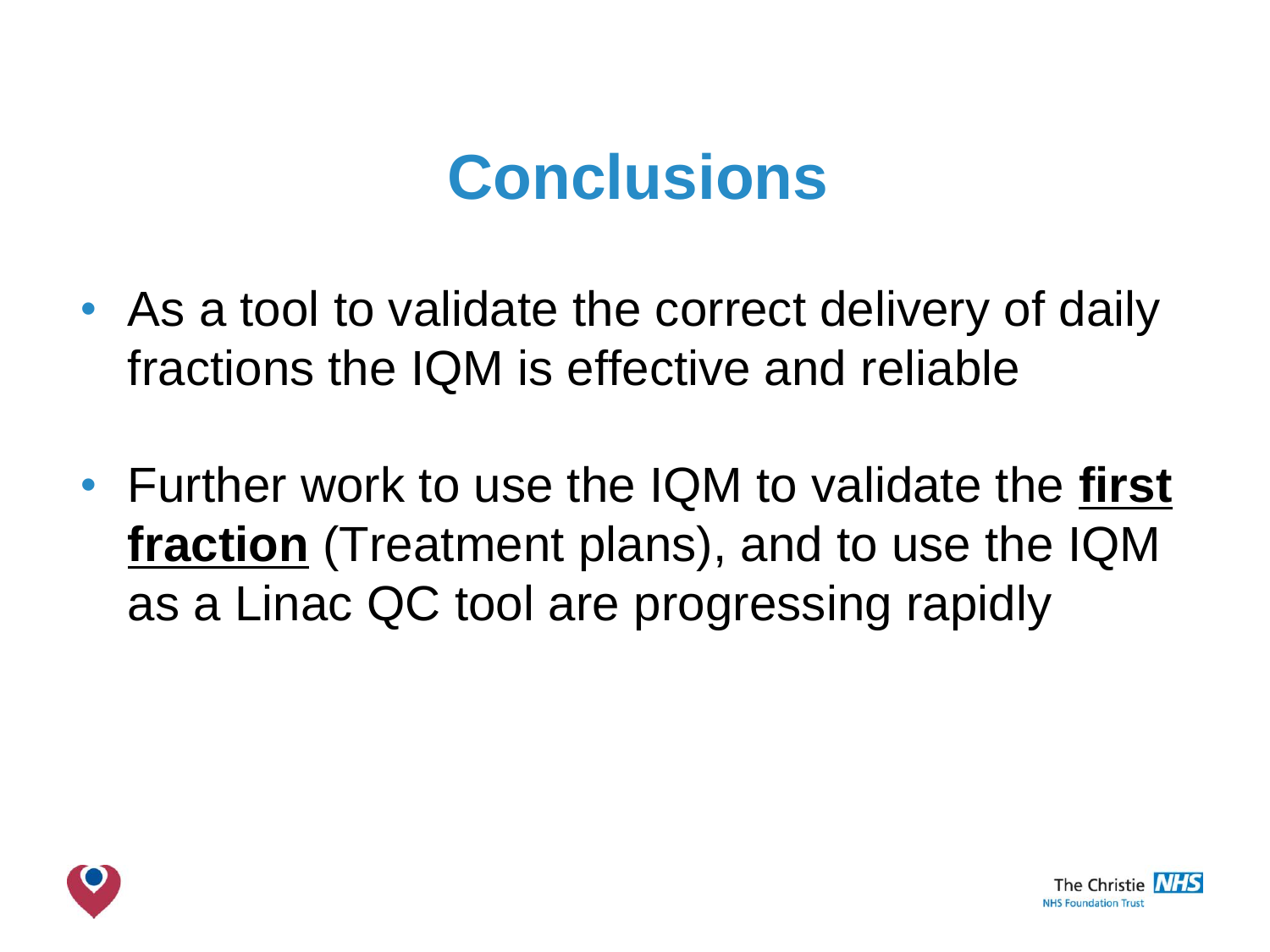# Conclusions

- As a tool to validate the correct delivery of daily fractions the IQM is effective and reliable

- Further work to use the IQM to validate the **first fraction** (Treatment plans), and to use the IQM as a Linac QC tool are progressing rapidly

The Christie NHS

NHS Foundation Trust